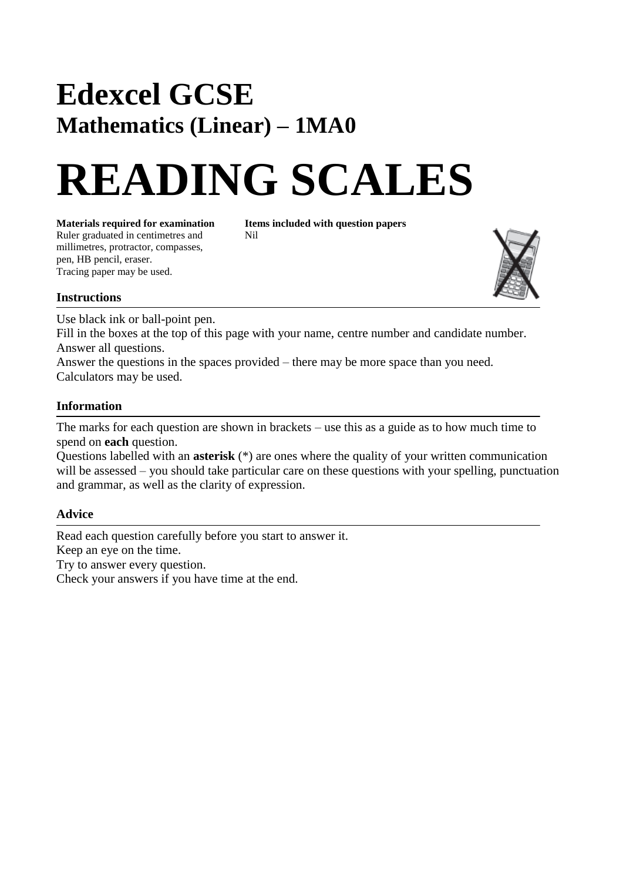# Edexcel GCSE

## Mathematics (Linear) – 1MA0

# READING SCALES

**Materials required for examination**
Ruler graduated in centimetres and millimetres, protractor, compasses, pen, HB pencil, eraser.
Tracing paper may be used.

**Items included with question papers**
Nil

### Instructions

Use black ink or ball-point pen.
Fill in the boxes at the top of this page with your name, centre number and candidate number.
Answer all questions.
Answer the questions in the spaces provided – there may be more space than you need.
Calculators may be used.

### Information

The marks for each question are shown in brackets – use this as a guide as to how much time to spend on **each** question.
Questions labelled with an **asterisk** (*) are ones where the quality of your written communication will be assessed – you should take particular care on these questions with your spelling, punctuation and grammar, as well as the clarity of expression.

### Advice

Read each question carefully before you start to answer it.
Keep an eye on the time.
Try to answer every question.
Check your answers if you have time at the end.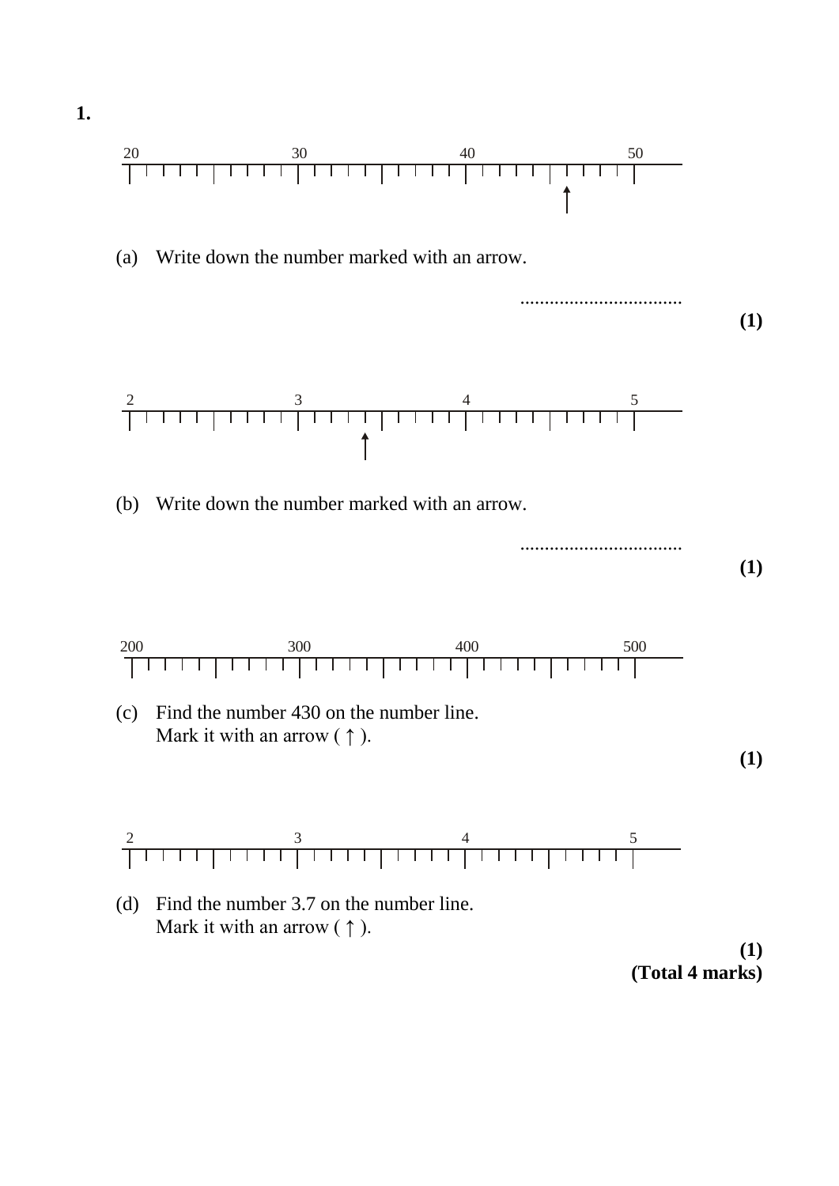**1.**

20 30 40 50

(a) Write down the number marked with an arrow.

.................................

**(1)**

2 3 4 5

(b) Write down the number marked with an arrow.

.................................

**(1)**

200 300 400 500

(c) Find the number 430 on the number line.
Mark it with an arrow ( ↑ ).

**(1)**

2 3 4 5

(d) Find the number 3.7 on the number line.
Mark it with an arrow ( ↑ ).

**(1)**
**(Total 4 marks)**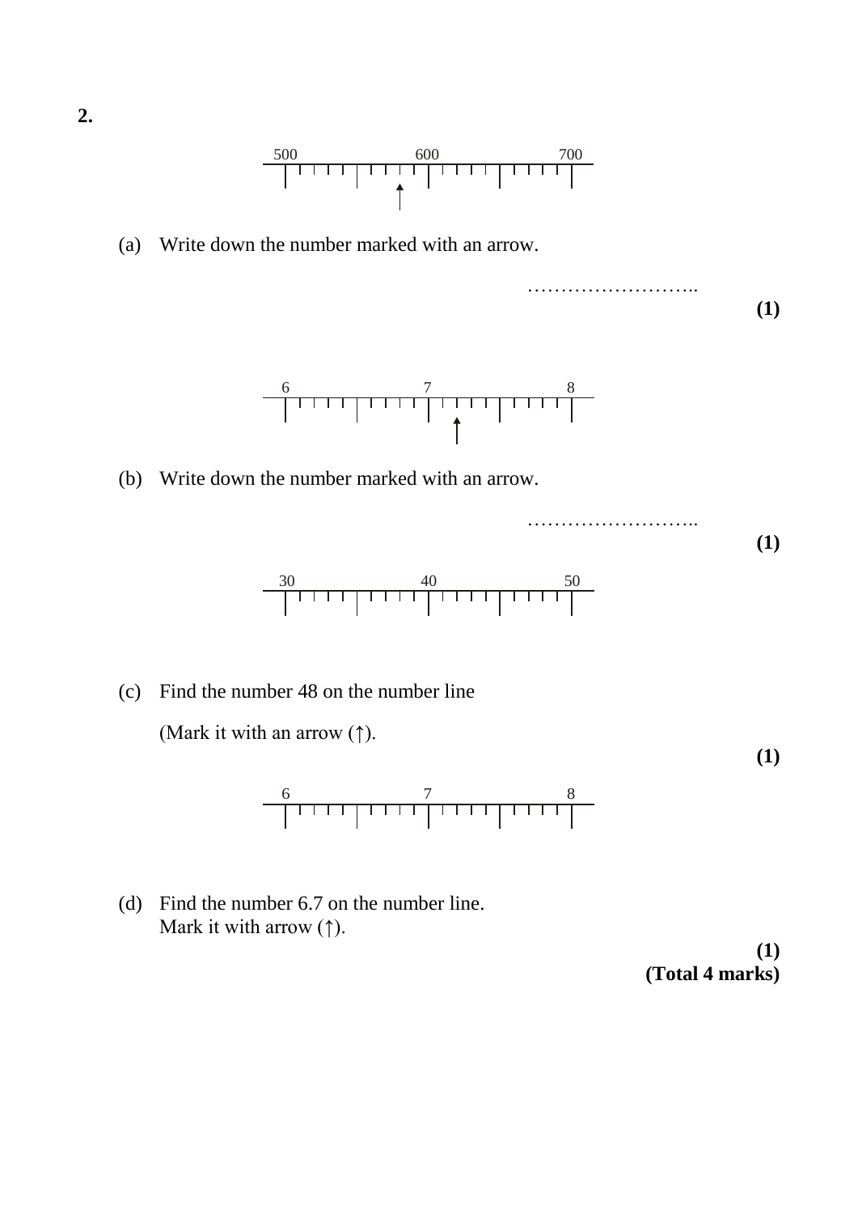**2.**

500 600 700

(a) Write down the number marked with an arrow.

……………………..

**(1)**

6 7 8

(b) Write down the number marked with an arrow.

……………………..

**(1)**

30 40 50

(c) Find the number 48 on the number line

(Mark it with an arrow (↑).

**(1)**

6 7 8

(d) Find the number 6.7 on the number line.
Mark it with arrow (↑).

**(1)**
**(Total 4 marks)**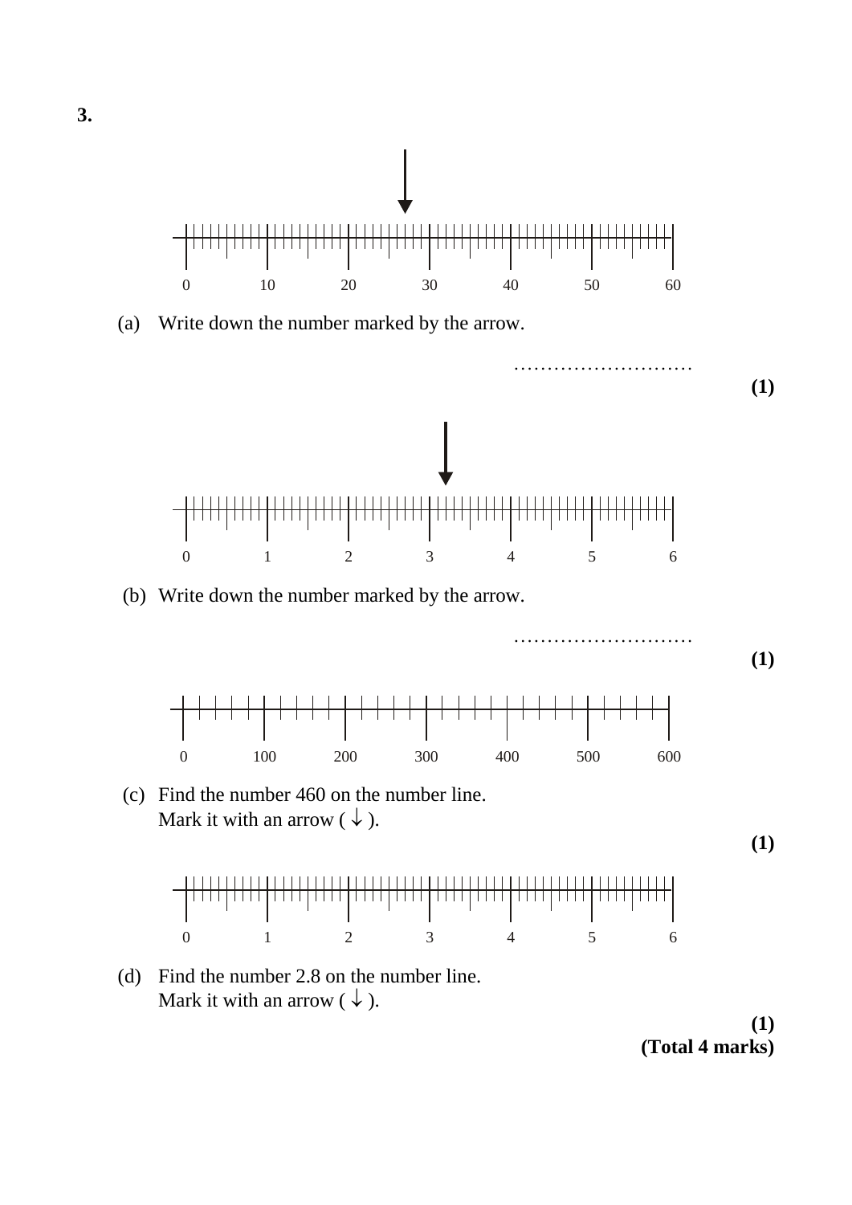**3.**

0 10 20 30 40 50 60

(a) Write down the number marked by the arrow.

……………………… **(1)**

0 1 2 3 4 5 6

(b) Write down the number marked by the arrow.

……………………… **(1)**

0 100 200 300 400 500 600

(c) Find the number 460 on the number line.
Mark it with an arrow ( ↓ ).

**(1)**

0 1 2 3 4 5 6

(d) Find the number 2.8 on the number line.
Mark it with an arrow ( ↓ ).

**(1)**
**(Total 4 marks)**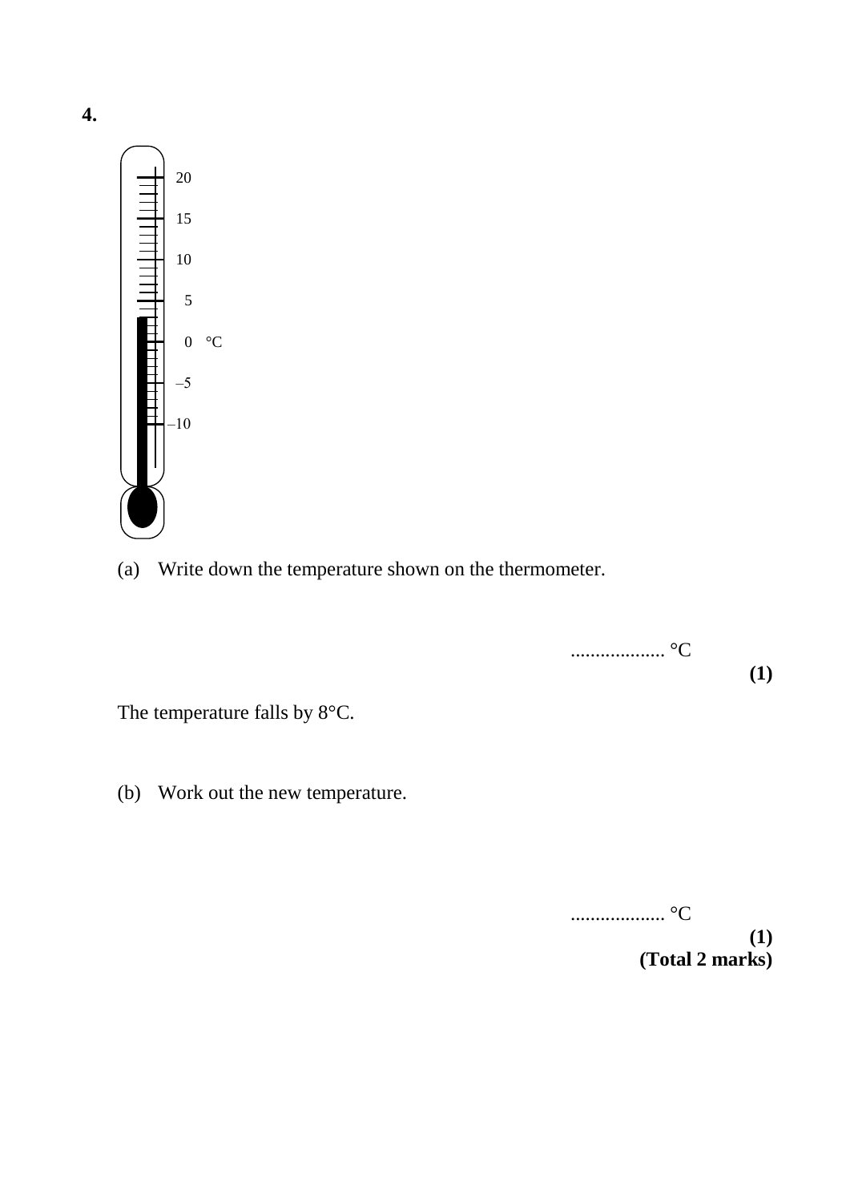**4.**

20

15

10

5

0 °C

–5

–10

(a) Write down the temperature shown on the thermometer.

.................. °C

**(1)**

The temperature falls by 8°C.

(b) Work out the new temperature.

.................. °C

**(1)**

**(Total 2 marks)**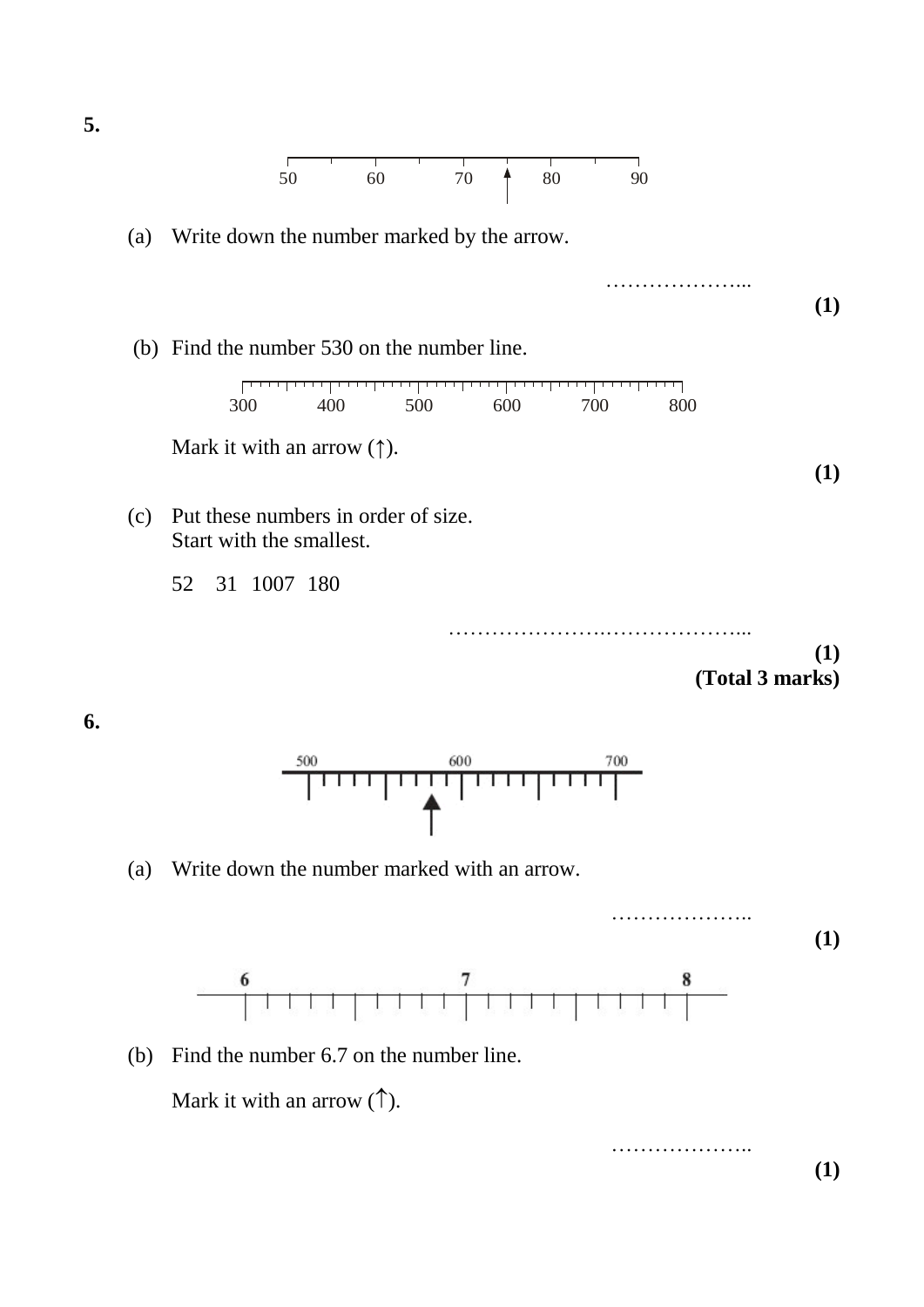**5.**

50 60 70 80 90

(a) Write down the number marked by the arrow.

………………...

**(1)**

(b) Find the number 530 on the number line.

300 400 500 600 700 800

Mark it with an arrow (↑).

**(1)**

(c) Put these numbers in order of size.
Start with the smallest.

52 31 1007 180

…………………….………………...

**(1)**

**(Total 3 marks)**

**6.**

500 600 700

(a) Write down the number marked with an arrow.

………………..

**(1)**

6 7 8

(b) Find the number 6.7 on the number line.

Mark it with an arrow (↑).

………………..

**(1)**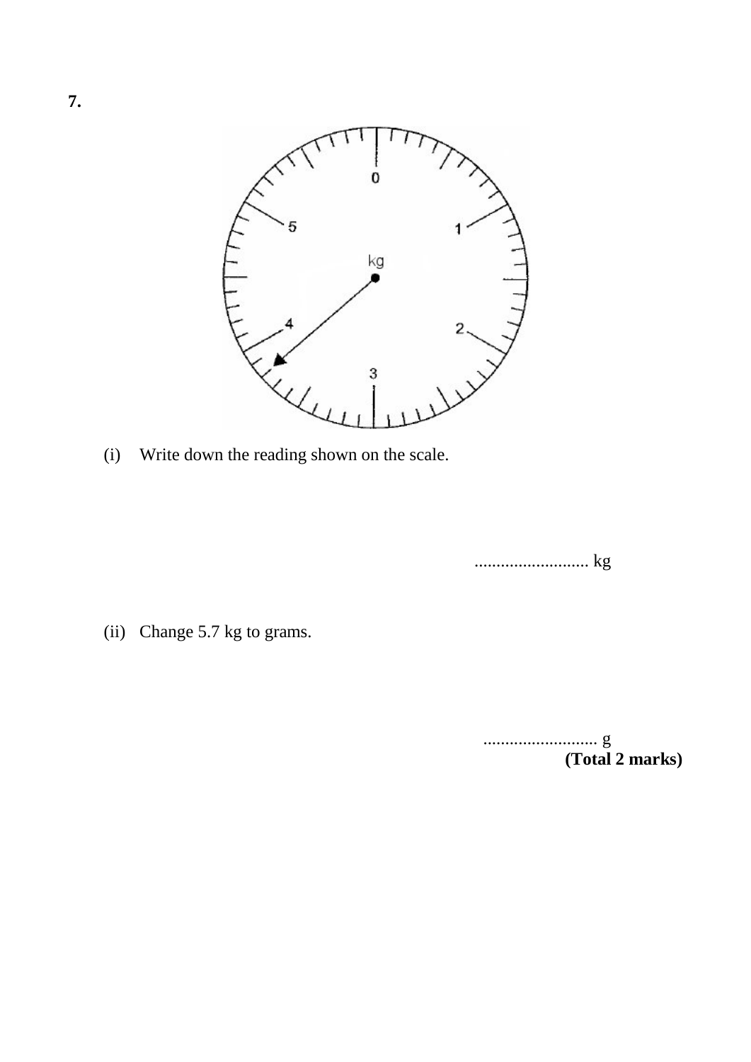**7.**

(i) Write down the reading shown on the scale.

.......................... kg

(ii) Change 5.7 kg to grams.

.......................... g

**(Total 2 marks)**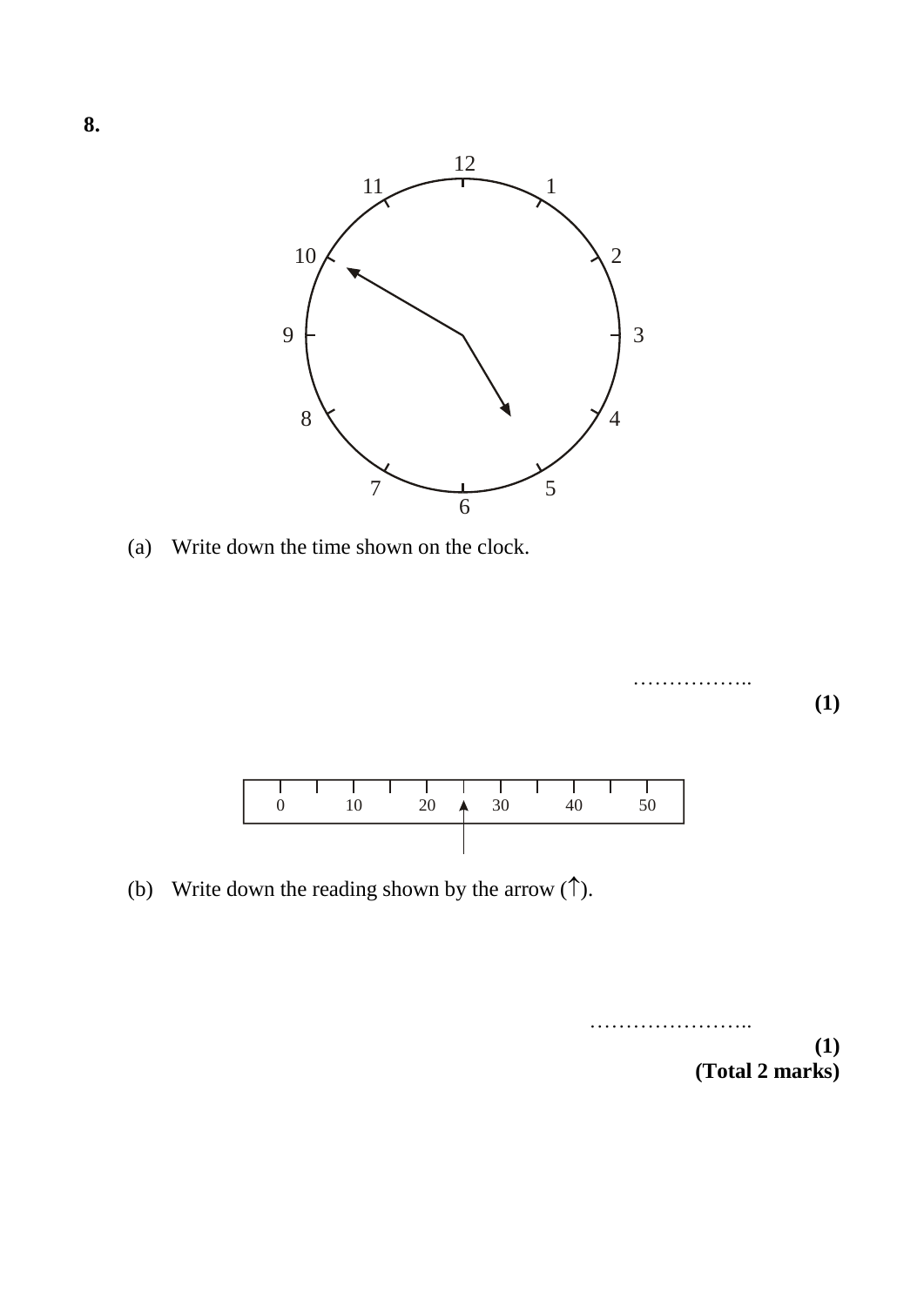**8.**

12
11
1
10
2
9
3
8
4
7
5
6

(a) Write down the time shown on the clock.

……………..

**(1)**

0 10 20 30 40 50

(b) Write down the reading shown by the arrow (↑).

…………………..

**(1)**
**(Total 2 marks)**